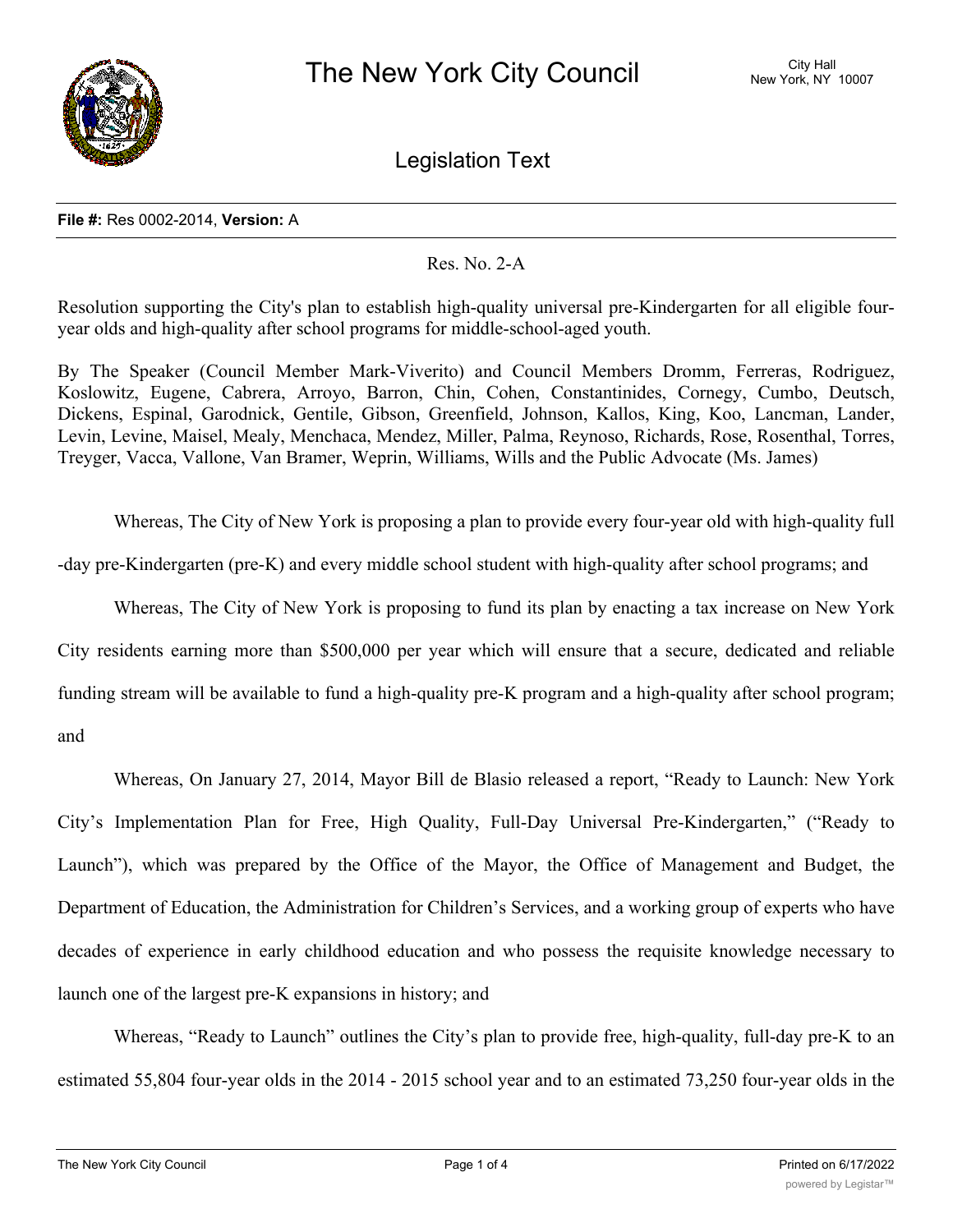# The New York City Council

City Hall
New York, NY 10007

## Legislation Text

**File #:** Res 0002-2014, **Version:** A

Res. No. 2-A

Resolution supporting the City's plan to establish high-quality universal pre-Kindergarten for all eligible four-year olds and high-quality after school programs for middle-school-aged youth.

By The Speaker (Council Member Mark-Viverito) and Council Members Dromm, Ferreras, Rodriguez, Koslowitz, Eugene, Cabrera, Arroyo, Barron, Chin, Cohen, Constantinides, Cornegy, Cumbo, Deutsch, Dickens, Espinal, Garodnick, Gentile, Gibson, Greenfield, Johnson, Kallos, King, Koo, Lancman, Lander, Levin, Levine, Maisel, Mealy, Menchaca, Mendez, Miller, Palma, Reynoso, Richards, Rose, Rosenthal, Torres, Treyger, Vacca, Vallone, Van Bramer, Weprin, Williams, Wills and the Public Advocate (Ms. James)

Whereas, The City of New York is proposing a plan to provide every four-year old with high-quality full-day pre-Kindergarten (pre-K) and every middle school student with high-quality after school programs; and

Whereas, The City of New York is proposing to fund its plan by enacting a tax increase on New York City residents earning more than $500,000 per year which will ensure that a secure, dedicated and reliable funding stream will be available to fund a high-quality pre-K program and a high-quality after school program; and

Whereas, On January 27, 2014, Mayor Bill de Blasio released a report, "Ready to Launch: New York City's Implementation Plan for Free, High Quality, Full-Day Universal Pre-Kindergarten," ("Ready to Launch"), which was prepared by the Office of the Mayor, the Office of Management and Budget, the Department of Education, the Administration for Children's Services, and a working group of experts who have decades of experience in early childhood education and who possess the requisite knowledge necessary to launch one of the largest pre-K expansions in history; and

Whereas, "Ready to Launch" outlines the City's plan to provide free, high-quality, full-day pre-K to an estimated 55,804 four-year olds in the 2014 - 2015 school year and to an estimated 73,250 four-year olds in the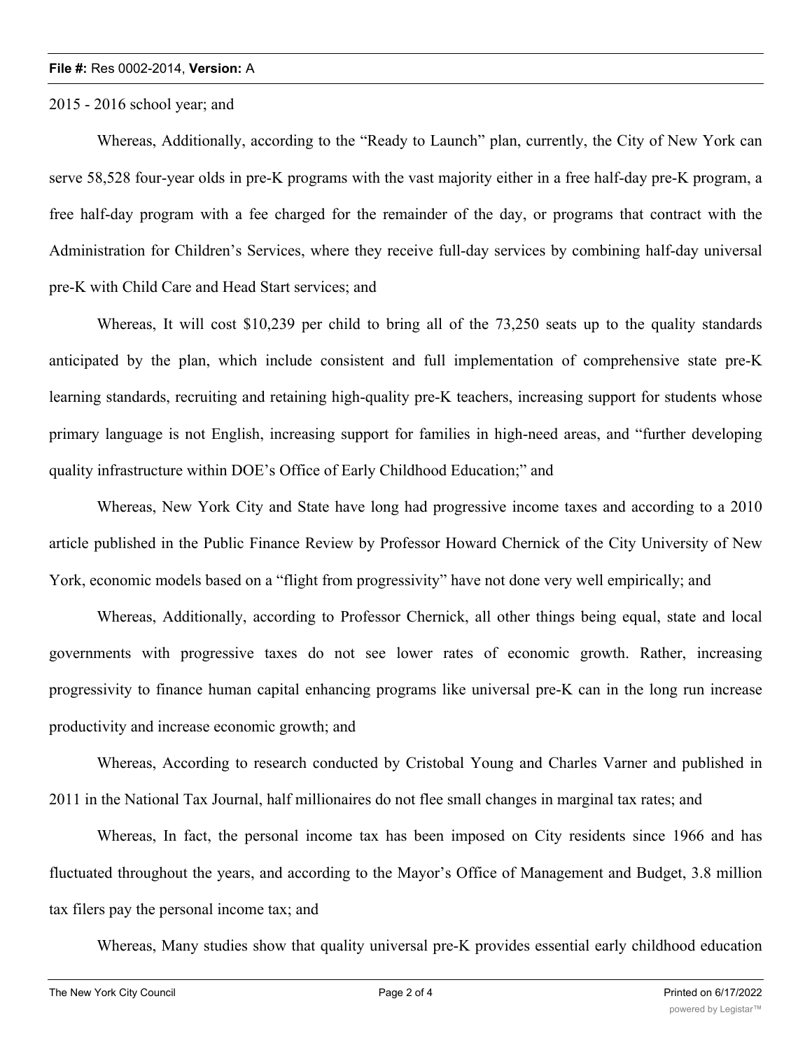2015 - 2016 school year; and

Whereas, Additionally, according to the "Ready to Launch" plan, currently, the City of New York can serve 58,528 four-year olds in pre-K programs with the vast majority either in a free half-day pre-K program, a free half-day program with a fee charged for the remainder of the day, or programs that contract with the Administration for Children's Services, where they receive full-day services by combining half-day universal pre-K with Child Care and Head Start services; and

Whereas, It will cost $10,239 per child to bring all of the 73,250 seats up to the quality standards anticipated by the plan, which include consistent and full implementation of comprehensive state pre-K learning standards, recruiting and retaining high-quality pre-K teachers, increasing support for students whose primary language is not English, increasing support for families in high-need areas, and "further developing quality infrastructure within DOE's Office of Early Childhood Education;" and

Whereas, New York City and State have long had progressive income taxes and according to a 2010 article published in the Public Finance Review by Professor Howard Chernick of the City University of New York, economic models based on a "flight from progressivity" have not done very well empirically; and

Whereas, Additionally, according to Professor Chernick, all other things being equal, state and local governments with progressive taxes do not see lower rates of economic growth. Rather, increasing progressivity to finance human capital enhancing programs like universal pre-K can in the long run increase productivity and increase economic growth; and

Whereas, According to research conducted by Cristobal Young and Charles Varner and published in 2011 in the National Tax Journal, half millionaires do not flee small changes in marginal tax rates; and

Whereas, In fact, the personal income tax has been imposed on City residents since 1966 and has fluctuated throughout the years, and according to the Mayor's Office of Management and Budget, 3.8 million tax filers pay the personal income tax; and

Whereas, Many studies show that quality universal pre-K provides essential early childhood education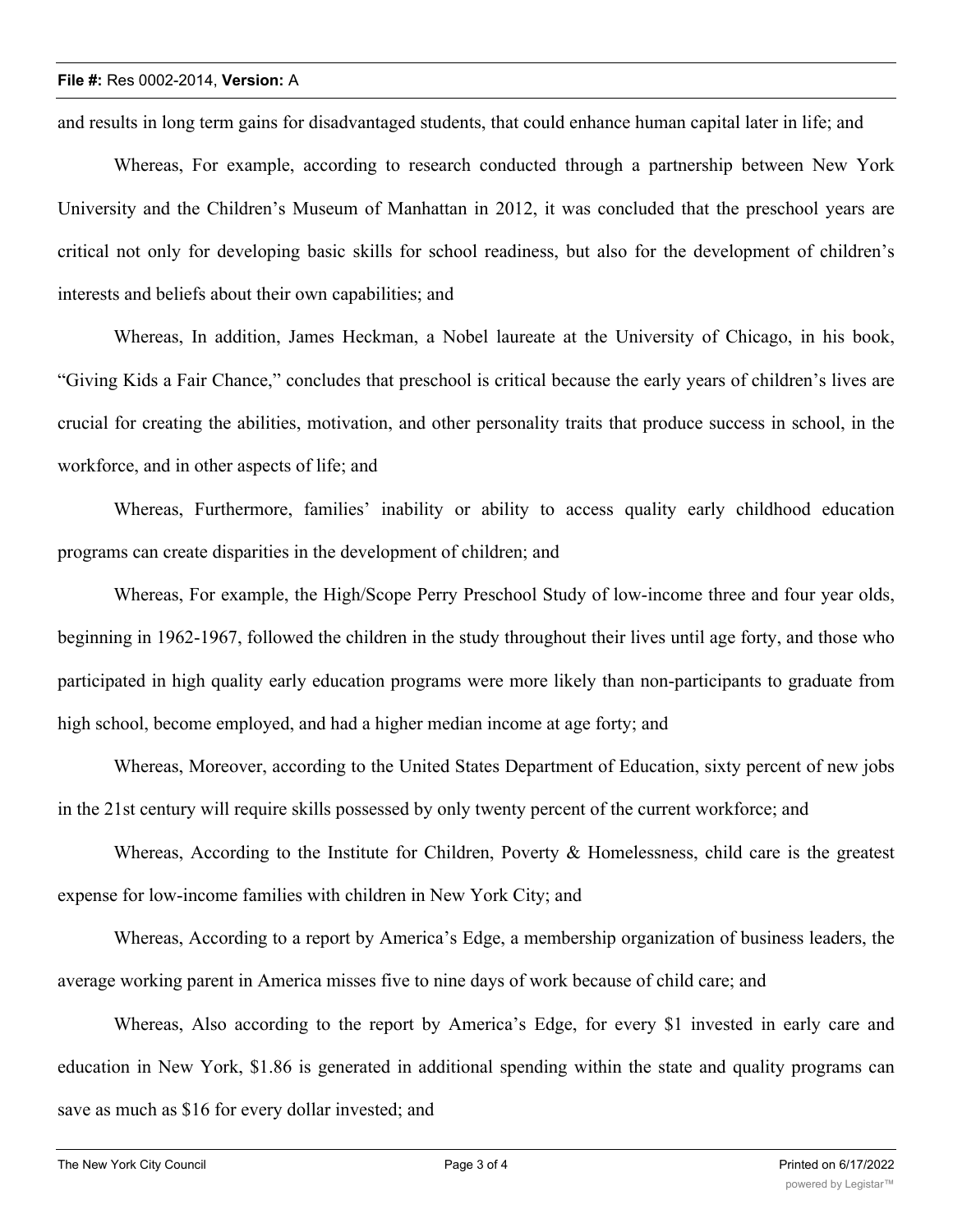and results in long term gains for disadvantaged students, that could enhance human capital later in life; and

Whereas, For example, according to research conducted through a partnership between New York University and the Children's Museum of Manhattan in 2012, it was concluded that the preschool years are critical not only for developing basic skills for school readiness, but also for the development of children's interests and beliefs about their own capabilities; and

Whereas, In addition, James Heckman, a Nobel laureate at the University of Chicago, in his book, "Giving Kids a Fair Chance," concludes that preschool is critical because the early years of children's lives are crucial for creating the abilities, motivation, and other personality traits that produce success in school, in the workforce, and in other aspects of life; and

Whereas, Furthermore, families' inability or ability to access quality early childhood education programs can create disparities in the development of children; and

Whereas, For example, the High/Scope Perry Preschool Study of low-income three and four year olds, beginning in 1962-1967, followed the children in the study throughout their lives until age forty, and those who participated in high quality early education programs were more likely than non-participants to graduate from high school, become employed, and had a higher median income at age forty; and

Whereas, Moreover, according to the United States Department of Education, sixty percent of new jobs in the 21st century will require skills possessed by only twenty percent of the current workforce; and

Whereas, According to the Institute for Children, Poverty & Homelessness, child care is the greatest expense for low-income families with children in New York City; and

Whereas, According to a report by America's Edge, a membership organization of business leaders, the average working parent in America misses five to nine days of work because of child care; and

Whereas, Also according to the report by America's Edge, for every $1 invested in early care and education in New York, $1.86 is generated in additional spending within the state and quality programs can save as much as $16 for every dollar invested; and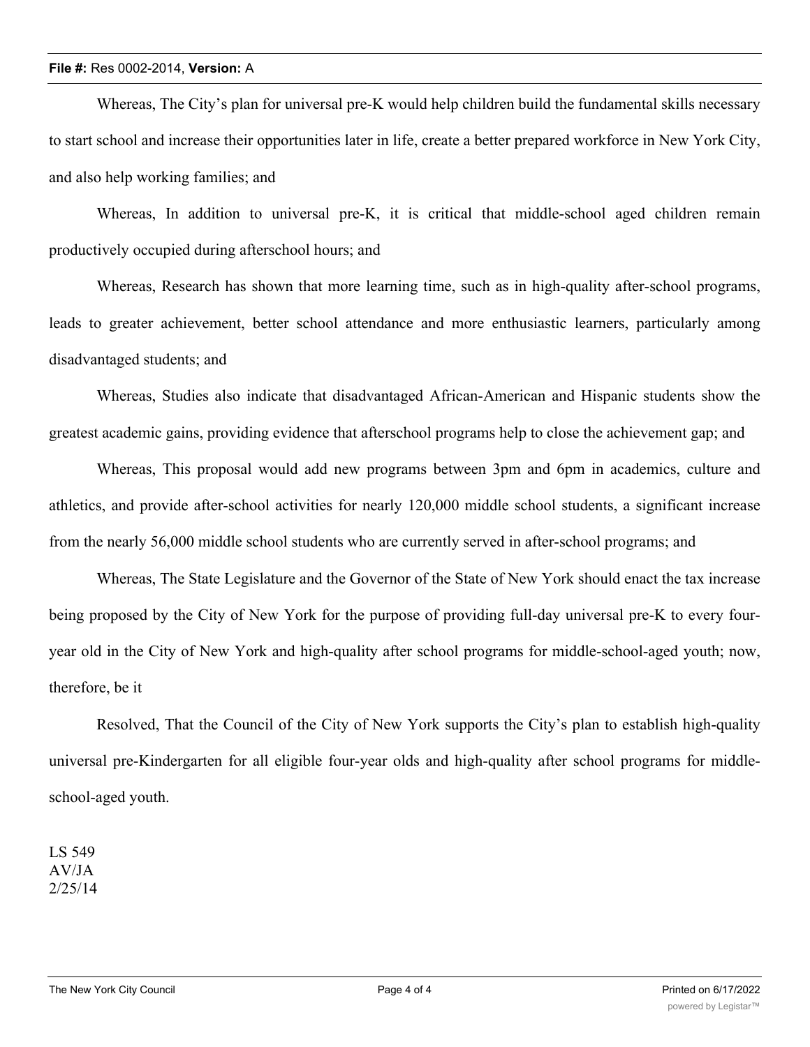Whereas, The City's plan for universal pre-K would help children build the fundamental skills necessary to start school and increase their opportunities later in life, create a better prepared workforce in New York City, and also help working families; and

Whereas, In addition to universal pre-K, it is critical that middle-school aged children remain productively occupied during afterschool hours; and

Whereas, Research has shown that more learning time, such as in high-quality after-school programs, leads to greater achievement, better school attendance and more enthusiastic learners, particularly among disadvantaged students; and

Whereas, Studies also indicate that disadvantaged African-American and Hispanic students show the greatest academic gains, providing evidence that afterschool programs help to close the achievement gap; and

Whereas, This proposal would add new programs between 3pm and 6pm in academics, culture and athletics, and provide after-school activities for nearly 120,000 middle school students, a significant increase from the nearly 56,000 middle school students who are currently served in after-school programs; and

Whereas, The State Legislature and the Governor of the State of New York should enact the tax increase being proposed by the City of New York for the purpose of providing full-day universal pre-K to every four-year old in the City of New York and high-quality after school programs for middle-school-aged youth; now, therefore, be it

Resolved, That the Council of the City of New York supports the City's plan to establish high-quality universal pre-Kindergarten for all eligible four-year olds and high-quality after school programs for middle-school-aged youth.

LS 549
AV/JA
2/25/14